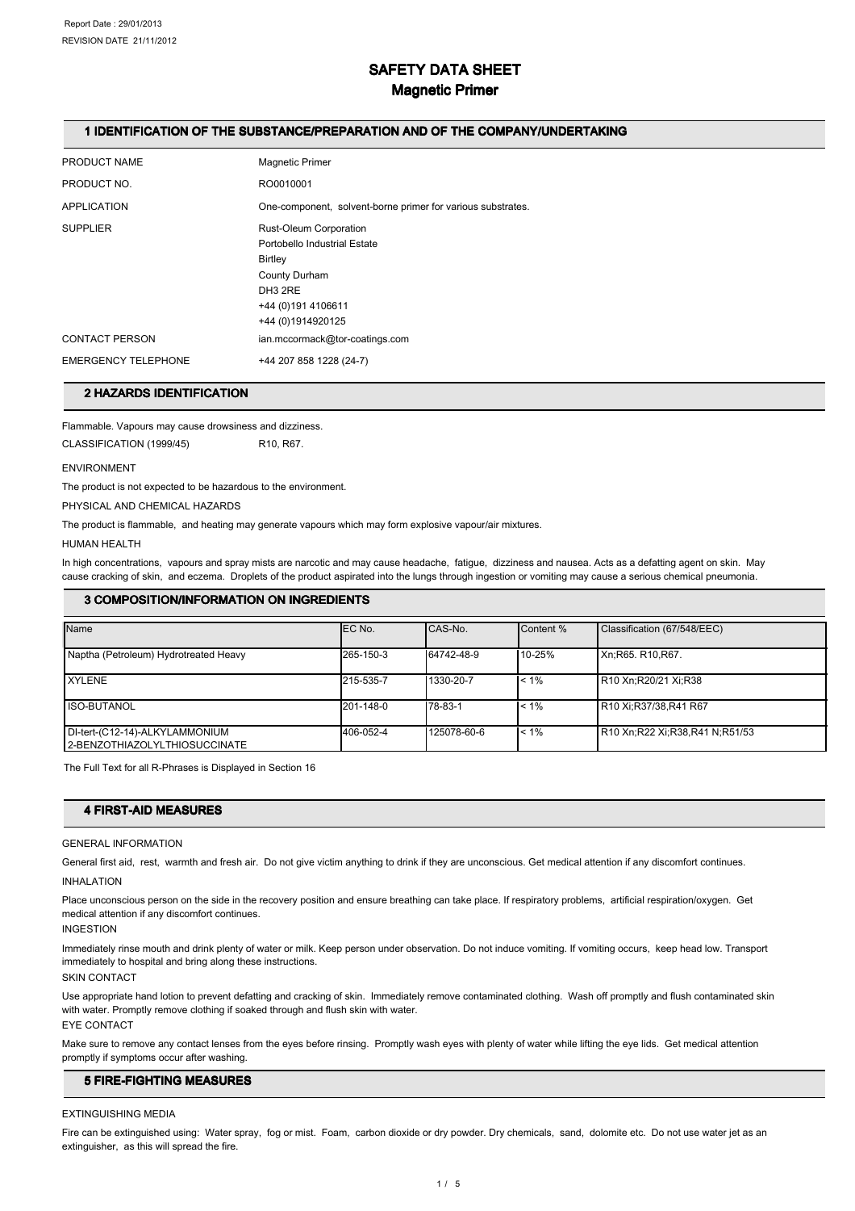Report Date : 29/01/2013
REVISION DATE 21/11/2012

# SAFETY DATA SHEET
## Magnetic Primer

### 1 IDENTIFICATION OF THE SUBSTANCE/PREPARATION AND OF THE COMPANY/UNDERTAKING

| | |
|---|---|
| PRODUCT NAME | Magnetic Primer |
| PRODUCT NO. | RO0010001 |
| APPLICATION | One-component, solvent-borne primer for various substrates. |
| SUPPLIER | Rust-Oleum Corporation<br>Portobello Industrial Estate<br>Birtley<br>County Durham<br>DH3 2RE<br>+44 (0)191 4106611<br>+44 (0)1914920125 |
| CONTACT PERSON | ian.mccormack@tor-coatings.com |
| EMERGENCY TELEPHONE | +44 207 858 1228 (24-7) |

### 2 HAZARDS IDENTIFICATION

Flammable. Vapours may cause drowsiness and dizziness.

CLASSIFICATION (1999/45) R10, R67.

ENVIRONMENT

The product is not expected to be hazardous to the environment.

PHYSICAL AND CHEMICAL HAZARDS

The product is flammable, and heating may generate vapours which may form explosive vapour/air mixtures.

HUMAN HEALTH

In high concentrations, vapours and spray mists are narcotic and may cause headache, fatigue, dizziness and nausea. Acts as a defatting agent on skin. May cause cracking of skin, and eczema. Droplets of the product aspirated into the lungs through ingestion or vomiting may cause a serious chemical pneumonia.

### 3 COMPOSITION/INFORMATION ON INGREDIENTS

| Name | EC No. | CAS-No. | Content % | Classification (67/548/EEC) |
|---|---|---|---|---|
| Naptha (Petroleum) Hydrotreated Heavy | 265-150-3 | 64742-48-9 | 10-25% | Xn;R65. R10,R67. |
| XYLENE | 215-535-7 | 1330-20-7 | < 1% | R10 Xn;R20/21 Xi;R38 |
| ISO-BUTANOL | 201-148-0 | 78-83-1 | < 1% | R10 Xi;R37/38,R41 R67 |
| DI-tert-(C12-14)-ALKYLAMMONIUM 2-BENZOTHIAZOLYLTHIOSUCCINATE | 406-052-4 | 125078-60-6 | < 1% | R10 Xn;R22 Xi;R38,R41 N;R51/53 |

The Full Text for all R-Phrases is Displayed in Section 16

### 4 FIRST-AID MEASURES

GENERAL INFORMATION

General first aid, rest, warmth and fresh air. Do not give victim anything to drink if they are unconscious. Get medical attention if any discomfort continues.

INHALATION

Place unconscious person on the side in the recovery position and ensure breathing can take place. If respiratory problems, artificial respiration/oxygen. Get medical attention if any discomfort continues.

INGESTION

Immediately rinse mouth and drink plenty of water or milk. Keep person under observation. Do not induce vomiting. If vomiting occurs, keep head low. Transport immediately to hospital and bring along these instructions.

SKIN CONTACT

Use appropriate hand lotion to prevent defatting and cracking of skin. Immediately remove contaminated clothing. Wash off promptly and flush contaminated skin with water. Promptly remove clothing if soaked through and flush skin with water.

EYE CONTACT

Make sure to remove any contact lenses from the eyes before rinsing. Promptly wash eyes with plenty of water while lifting the eye lids. Get medical attention promptly if symptoms occur after washing.

### 5 FIRE-FIGHTING MEASURES

EXTINGUISHING MEDIA

Fire can be extinguished using: Water spray, fog or mist. Foam, carbon dioxide or dry powder. Dry chemicals, sand, dolomite etc. Do not use water jet as an extinguisher, as this will spread the fire.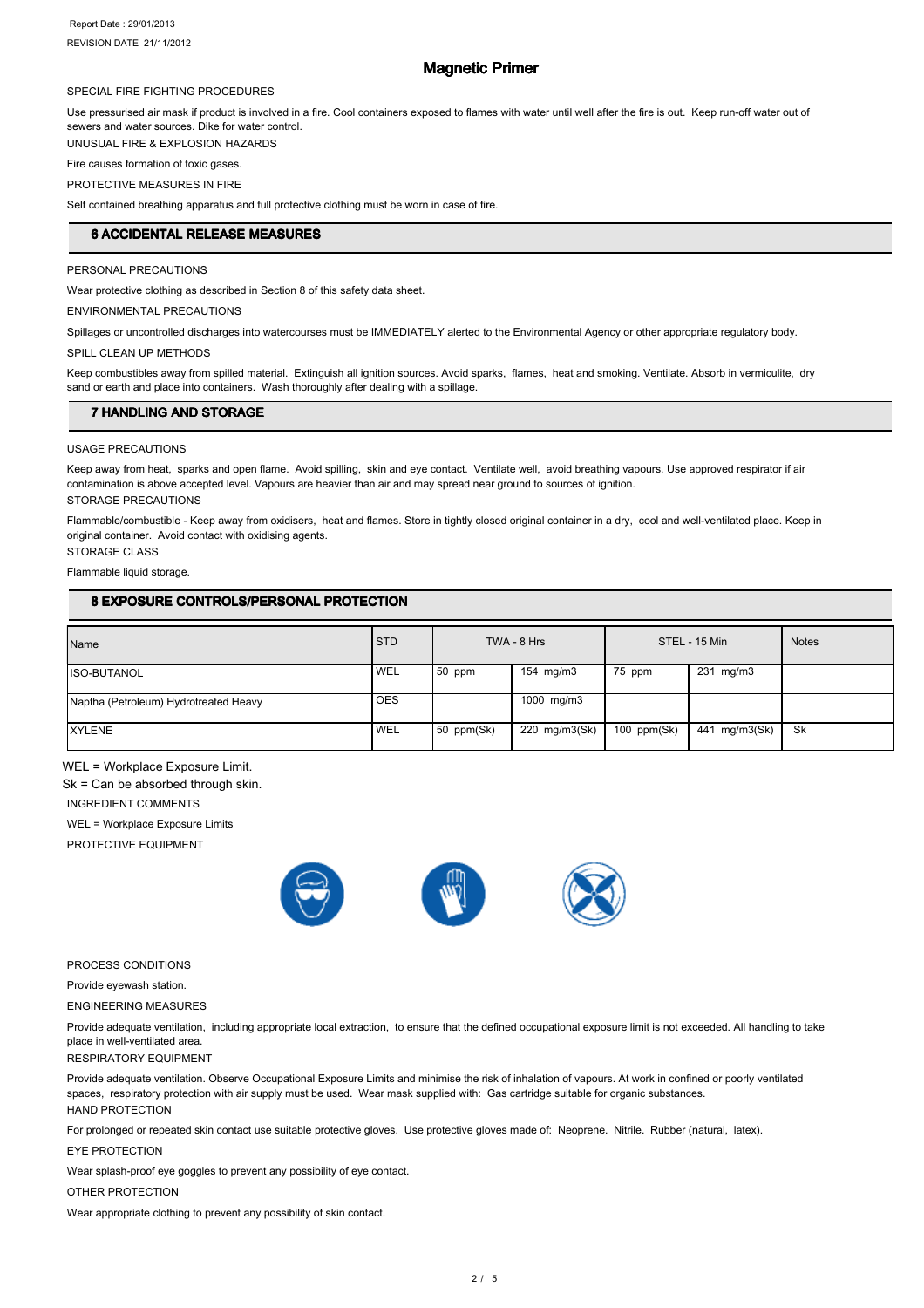Report Date : 29/01/2013
REVISION DATE 21/11/2012

# Magnetic Primer

SPECIAL FIRE FIGHTING PROCEDURES

Use pressurised air mask if product is involved in a fire. Cool containers exposed to flames with water until well after the fire is out. Keep run-off water out of sewers and water sources. Dike for water control.

UNUSUAL FIRE & EXPLOSION HAZARDS

Fire causes formation of toxic gases.

PROTECTIVE MEASURES IN FIRE

Self contained breathing apparatus and full protective clothing must be worn in case of fire.

## 6 ACCIDENTAL RELEASE MEASURES

PERSONAL PRECAUTIONS

Wear protective clothing as described in Section 8 of this safety data sheet.

ENVIRONMENTAL PRECAUTIONS

Spillages or uncontrolled discharges into watercourses must be IMMEDIATELY alerted to the Environmental Agency or other appropriate regulatory body.

SPILL CLEAN UP METHODS

Keep combustibles away from spilled material. Extinguish all ignition sources. Avoid sparks, flames, heat and smoking. Ventilate. Absorb in vermiculite, dry sand or earth and place into containers. Wash thoroughly after dealing with a spillage.

## 7 HANDLING AND STORAGE

USAGE PRECAUTIONS

Keep away from heat, sparks and open flame. Avoid spilling, skin and eye contact. Ventilate well, avoid breathing vapours. Use approved respirator if air contamination is above accepted level. Vapours are heavier than air and may spread near ground to sources of ignition.

STORAGE PRECAUTIONS

Flammable/combustible - Keep away from oxidisers, heat and flames. Store in tightly closed original container in a dry, cool and well-ventilated place. Keep in original container. Avoid contact with oxidising agents.

STORAGE CLASS

Flammable liquid storage.

## 8 EXPOSURE CONTROLS/PERSONAL PROTECTION

| Name | STD | TWA - 8 Hrs | | STEL - 15 Min | | Notes |
|---|---|---|---|---|---|---|
| ISO-BUTANOL | WEL | 50 ppm | 154 mg/m3 | 75 ppm | 231 mg/m3 | |
| Naptha (Petroleum) Hydrotreated Heavy | OES | | 1000 mg/m3 | | | |
| XYLENE | WEL | 50 ppm(Sk) | 220 mg/m3(Sk) | 100 ppm(Sk) | 441 mg/m3(Sk) | Sk |

WEL = Workplace Exposure Limit.

Sk = Can be absorbed through skin.

INGREDIENT COMMENTS

WEL = Workplace Exposure Limits

PROTECTIVE EQUIPMENT

PROCESS CONDITIONS

Provide eyewash station.

ENGINEERING MEASURES

Provide adequate ventilation, including appropriate local extraction, to ensure that the defined occupational exposure limit is not exceeded. All handling to take place in well-ventilated area.

RESPIRATORY EQUIPMENT

Provide adequate ventilation. Observe Occupational Exposure Limits and minimise the risk of inhalation of vapours. At work in confined or poorly ventilated spaces, respiratory protection with air supply must be used. Wear mask supplied with: Gas cartridge suitable for organic substances.

HAND PROTECTION

For prolonged or repeated skin contact use suitable protective gloves. Use protective gloves made of: Neoprene. Nitrile. Rubber (natural, latex).

EYE PROTECTION

Wear splash-proof eye goggles to prevent any possibility of eye contact.

OTHER PROTECTION

Wear appropriate clothing to prevent any possibility of skin contact.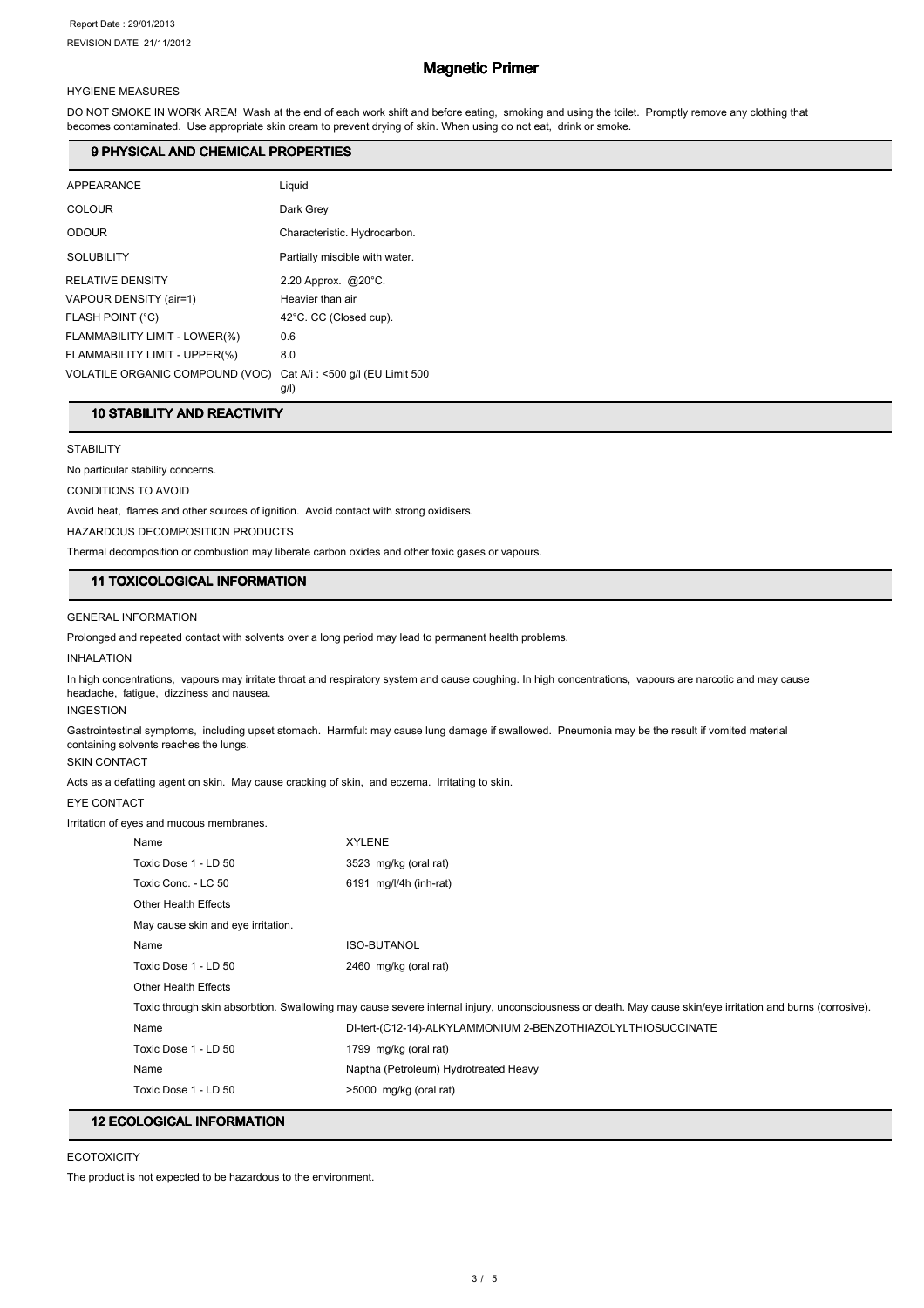# Magnetic Primer

HYGIENE MEASURES

DO NOT SMOKE IN WORK AREA! Wash at the end of each work shift and before eating, smoking and using the toilet. Promptly remove any clothing that becomes contaminated. Use appropriate skin cream to prevent drying of skin. When using do not eat, drink or smoke.

## 9 PHYSICAL AND CHEMICAL PROPERTIES

| | |
|---|---|
| APPEARANCE | Liquid |
| COLOUR | Dark Grey |
| ODOUR | Characteristic. Hydrocarbon. |
| SOLUBILITY | Partially miscible with water. |
| RELATIVE DENSITY | 2.20 Approx. @20°C. |
| VAPOUR DENSITY (air=1) | Heavier than air |
| FLASH POINT (°C) | 42°C. CC (Closed cup). |
| FLAMMABILITY LIMIT - LOWER(%) | 0.6 |
| FLAMMABILITY LIMIT - UPPER(%) | 8.0 |
| VOLATILE ORGANIC COMPOUND (VOC) | Cat A/i : <500 g/l (EU Limit 500 g/l) |

## 10 STABILITY AND REACTIVITY

STABILITY

No particular stability concerns.

CONDITIONS TO AVOID

Avoid heat, flames and other sources of ignition. Avoid contact with strong oxidisers.

HAZARDOUS DECOMPOSITION PRODUCTS

Thermal decomposition or combustion may liberate carbon oxides and other toxic gases or vapours.

## 11 TOXICOLOGICAL INFORMATION

GENERAL INFORMATION

Prolonged and repeated contact with solvents over a long period may lead to permanent health problems.

INHALATION

In high concentrations, vapours may irritate throat and respiratory system and cause coughing. In high concentrations, vapours are narcotic and may cause headache, fatigue, dizziness and nausea.

INGESTION

Gastrointestinal symptoms, including upset stomach. Harmful: may cause lung damage if swallowed. Pneumonia may be the result if vomited material containing solvents reaches the lungs.

SKIN CONTACT

Acts as a defatting agent on skin. May cause cracking of skin, and eczema. Irritating to skin.

EYE CONTACT

Irritation of eyes and mucous membranes.

| | |
|---|---|
| Name | XYLENE |
| Toxic Dose 1 - LD 50 | 3523 mg/kg (oral rat) |
| Toxic Conc. - LC 50 | 6191 mg/l/4h (inh-rat) |
| Other Health Effects | |
| May cause skin and eye irritation. | |
| Name | ISO-BUTANOL |
| Toxic Dose 1 - LD 50 | 2460 mg/kg (oral rat) |
| Other Health Effects | |
| | Toxic through skin absorbtion. Swallowing may cause severe internal injury, unconsciousness or death. May cause skin/eye irritation and burns (corrosive). |
| Name | DI-tert-(C12-14)-ALKYLAMMONIUM 2-BENZOTHIAZOLYLTHIOSUCCINATE |
| Toxic Dose 1 - LD 50 | 1799 mg/kg (oral rat) |
| Name | Naptha (Petroleum) Hydrotreated Heavy |
| Toxic Dose 1 - LD 50 | >5000 mg/kg (oral rat) |

## 12 ECOLOGICAL INFORMATION

ECOTOXICITY

The product is not expected to be hazardous to the environment.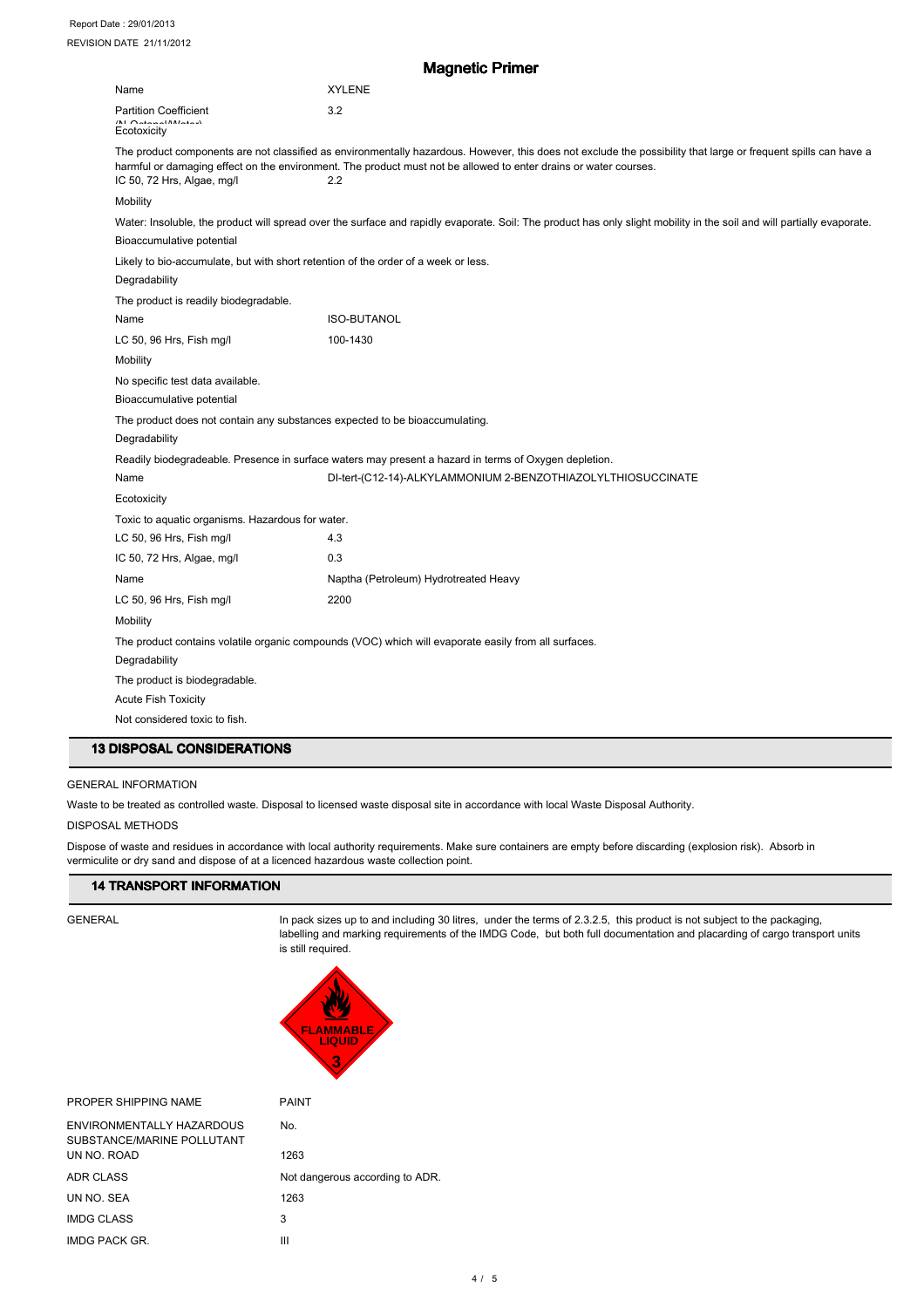Report Date : 29/01/2013

REVISION DATE 21/11/2012

# Magnetic Primer

| | |
|---|---|
| Name | XYLENE |
| Partition Coefficient (N-Octanol/Water) | 3.2 |

Ecotoxicity

The product components are not classified as environmentally hazardous. However, this does not exclude the possibility that large or frequent spills can have a harmful or damaging effect on the environment. The product must not be allowed to enter drains or water courses.

| | |
|---|---|
| IC 50, 72 Hrs, Algae, mg/l | 2.2 |

Mobility

Water: Insoluble, the product will spread over the surface and rapidly evaporate. Soil: The product has only slight mobility in the soil and will partially evaporate.

Bioaccumulative potential

Likely to bio-accumulate, but with short retention of the order of a week or less.

Degradability

The product is readily biodegradable.

| | |
|---|---|
| Name | ISO-BUTANOL |
| LC 50, 96 Hrs, Fish mg/l | 100-1430 |

Mobility

No specific test data available.

Bioaccumulative potential

The product does not contain any substances expected to be bioaccumulating.

Degradability

Readily biodegradeable. Presence in surface waters may present a hazard in terms of Oxygen depletion.

| | |
|---|---|
| Name | DI-tert-(C12-14)-ALKYLAMMONIUM 2-BENZOTHIAZOLYLTHIOSUCCINATE |

Ecotoxicity

Toxic to aquatic organisms. Hazardous for water.

| | |
|---|---|
| LC 50, 96 Hrs, Fish mg/l | 4.3 |
| IC 50, 72 Hrs, Algae, mg/l | 0.3 |
| Name | Naptha (Petroleum) Hydrotreated Heavy |
| LC 50, 96 Hrs, Fish mg/l | 2200 |

Mobility

The product contains volatile organic compounds (VOC) which will evaporate easily from all surfaces.

Degradability

The product is biodegradable.

Acute Fish Toxicity

Not considered toxic to fish.

## 13 DISPOSAL CONSIDERATIONS

GENERAL INFORMATION

Waste to be treated as controlled waste. Disposal to licensed waste disposal site in accordance with local Waste Disposal Authority.

DISPOSAL METHODS

Dispose of waste and residues in accordance with local authority requirements. Make sure containers are empty before discarding (explosion risk). Absorb in vermiculite or dry sand and dispose of at a licenced hazardous waste collection point.

## 14 TRANSPORT INFORMATION

GENERAL

In pack sizes up to and including 30 litres, under the terms of 2.3.2.5, this product is not subject to the packaging, labelling and marking requirements of the IMDG Code, but both full documentation and placarding of cargo transport units is still required.

FLAMMABLE LIQUID 3

| | |
|---|---|
| PROPER SHIPPING NAME | PAINT |
| ENVIRONMENTALLY HAZARDOUS SUBSTANCE/MARINE POLLUTANT | No. |
| UN NO. ROAD | 1263 |
| ADR CLASS | Not dangerous according to ADR. |
| UN NO. SEA | 1263 |
| IMDG CLASS | 3 |
| IMDG PACK GR. | III |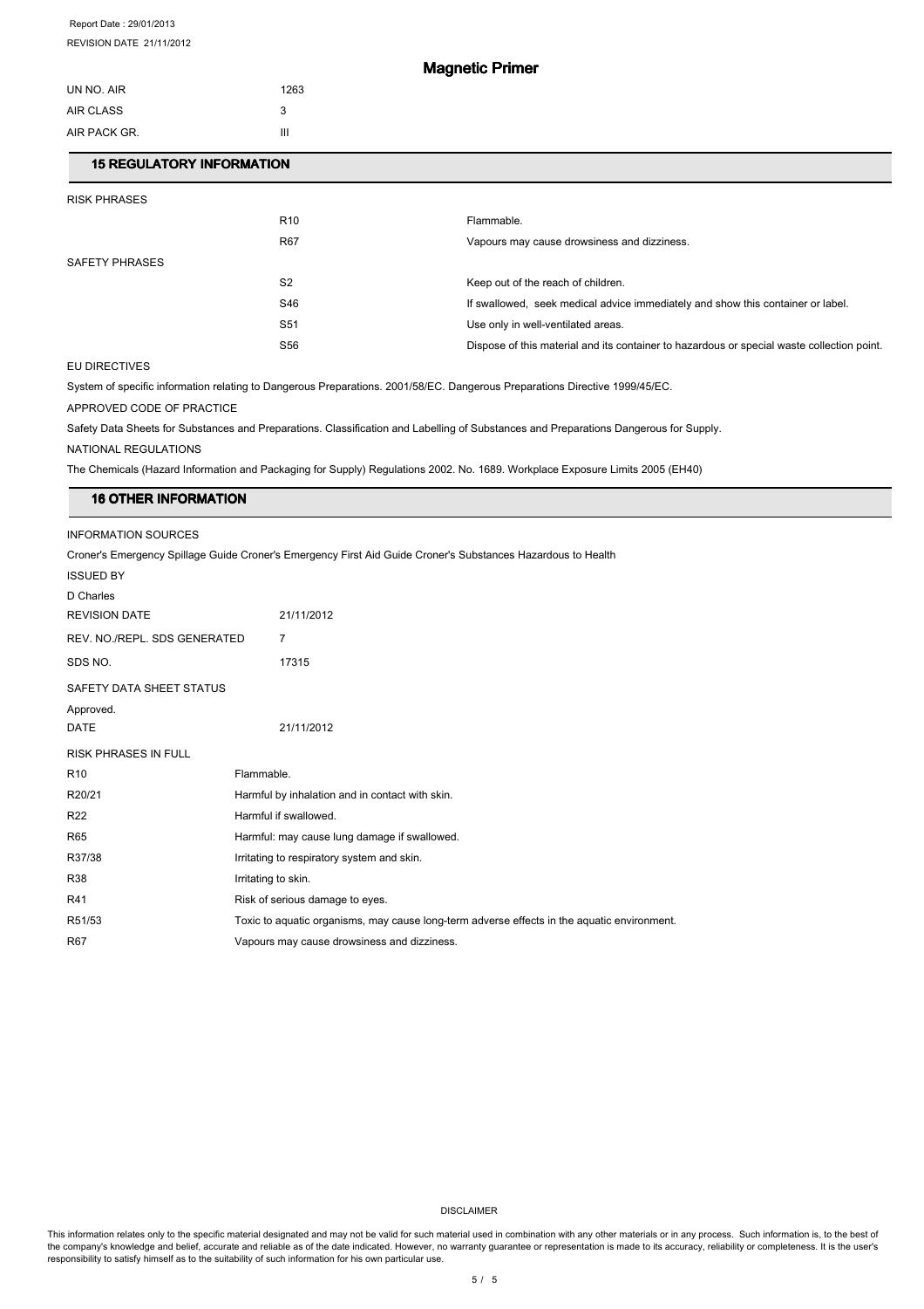# Magnetic Primer

| | |
|---|---|
| UN NO. AIR | 1263 |
| AIR CLASS | 3 |
| AIR PACK GR. | III |

## 15 REGULATORY INFORMATION

RISK PHRASES

| | | |
|---|---|---|
| | R10 | Flammable. |
| | R67 | Vapours may cause drowsiness and dizziness. |

SAFETY PHRASES

| | | |
|---|---|---|
| | S2 | Keep out of the reach of children. |
| | S46 | If swallowed, seek medical advice immediately and show this container or label. |
| | S51 | Use only in well-ventilated areas. |
| | S56 | Dispose of this material and its container to hazardous or special waste collection point. |

EU DIRECTIVES

System of specific information relating to Dangerous Preparations. 2001/58/EC. Dangerous Preparations Directive 1999/45/EC.

APPROVED CODE OF PRACTICE

Safety Data Sheets for Substances and Preparations. Classification and Labelling of Substances and Preparations Dangerous for Supply.

NATIONAL REGULATIONS

The Chemicals (Hazard Information and Packaging for Supply) Regulations 2002. No. 1689. Workplace Exposure Limits 2005 (EH40)

## 16 OTHER INFORMATION

INFORMATION SOURCES

Croner's Emergency Spillage Guide Croner's Emergency First Aid Guide Croner's Substances Hazardous to Health

ISSUED BY

D Charles

| | |
|---|---|
| REVISION DATE | 21/11/2012 |
| REV. NO./REPL. SDS GENERATED | 7 |
| SDS NO. | 17315 |

SAFETY DATA SHEET STATUS

Approved.

| | |
|---|---|
| DATE | 21/11/2012 |

RISK PHRASES IN FULL

| | |
|---|---|
| R10 | Flammable. |
| R20/21 | Harmful by inhalation and in contact with skin. |
| R22 | Harmful if swallowed. |
| R65 | Harmful: may cause lung damage if swallowed. |
| R37/38 | Irritating to respiratory system and skin. |
| R38 | Irritating to skin. |
| R41 | Risk of serious damage to eyes. |
| R51/53 | Toxic to aquatic organisms, may cause long-term adverse effects in the aquatic environment. |
| R67 | Vapours may cause drowsiness and dizziness. |

DISCLAIMER

This information relates only to the specific material designated and may not be valid for such material used in combination with any other materials or in any process. Such information is, to the best of the company's knowledge and belief, accurate and reliable as of the date indicated. However, no warranty guarantee or representation is made to its accuracy, reliability or completeness. It is the user's responsibility to satisfy himself as to the suitability of such information for his own particular use.